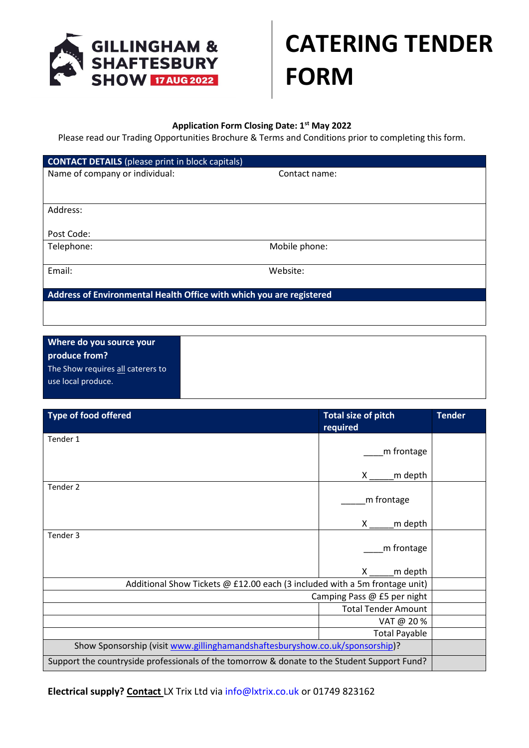**GILLINGHAM & SHAFTESBURY SHOW** 17 AUG 2022

# CATERING TENDER FORM

**Application Form Closing Date: 1st May 2022**

Please read our Trading Opportunities Brochure & Terms and Conditions prior to completing this form.

| **CONTACT DETAILS** (please print in block capitals) | |
|---|---|
| Name of company or individual: | Contact name: |
| Address:<br><br>Post Code: | |
| Telephone: | Mobile phone: |
| Email: | Website: |

| **Address of Environmental Health Office with which you are registered** |
|---|
| |

| **Where do you source your produce from?**<br>The Show requires all caterers to use local produce. | |
|---|---|

| **Type of food offered** | **Total size of pitch required** | **Tender** |
|---|---|---|
| Tender 1 | ____m frontage<br><br>X _____m depth | |
| Tender 2 | _____m frontage<br><br>X _____m depth | |
| Tender 3 | ____m frontage<br><br>X _____m depth | |
| Additional Show Tickets @ £12.00 each (3 included with a 5m frontage unit) | | |
| Camping Pass @ £5 per night | | |
| | Total Tender Amount | |
| | VAT @ 20 % | |
| | Total Payable | |
| Show Sponsorship (visit www.gillinghamandshaftesburyshow.co.uk/sponsorship)? | | |
| Support the countryside professionals of the tomorrow & donate to the Student Support Fund? | | |

**Electrical supply? Contact** LX Trix Ltd via info@lxtrix.co.uk or 01749 823162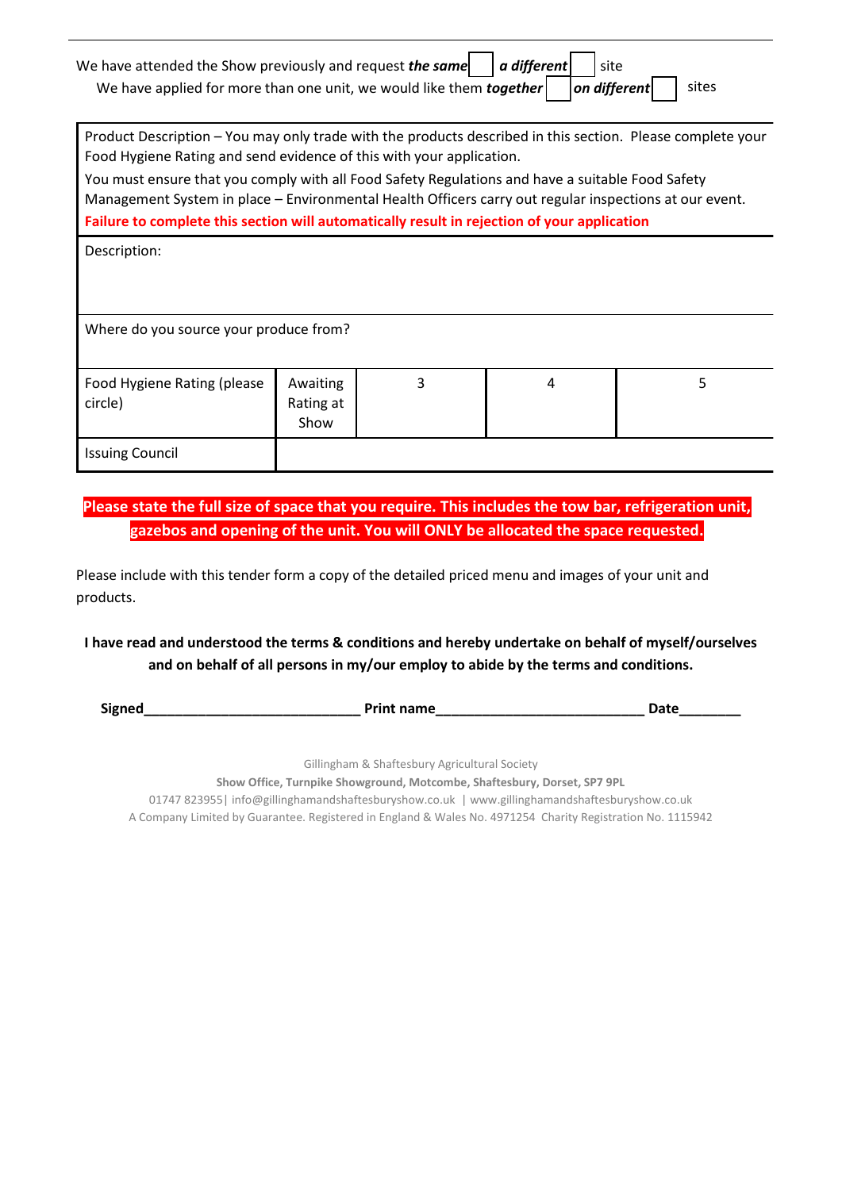We have attended the Show previously and request ***the same*** ☐ ***a different*** ☐ site

We have applied for more than one unit, we would like them ***together*** ☐ ***on different*** ☐ sites

| |
|---|
| Product Description – You may only trade with the products described in this section. Please complete your Food Hygiene Rating and send evidence of this with your application.<br>You must ensure that you comply with all Food Safety Regulations and have a suitable Food Safety Management System in place – Environmental Health Officers carry out regular inspections at our event.<br>**Failure to complete this section will automatically result in rejection of your application** |
| Description: |
| Where do you source your produce from? |

| | | | | |
|---|---|---|---|---|
| Food Hygiene Rating (please circle) | Awaiting Rating at Show | 3 | 4 | 5 |
| Issuing Council | | | | |

**Please state the full size of space that you require. This includes the tow bar, refrigeration unit, gazebos and opening of the unit. You will ONLY be allocated the space requested.**

Please include with this tender form a copy of the detailed priced menu and images of your unit and products.

**I have read and understood the terms & conditions and hereby undertake on behalf of myself/ourselves and on behalf of all persons in my/our employ to abide by the terms and conditions.**

**Signed**____________________________ **Print name**___________________________ **Date**________

Gillingham & Shaftesbury Agricultural Society

**Show Office, Turnpike Showground, Motcombe, Shaftesbury, Dorset, SP7 9PL**

01747 823955| info@gillinghamandshaftesburyshow.co.uk | www.gillinghamandshaftesburyshow.co.uk

A Company Limited by Guarantee. Registered in England & Wales No. 4971254 Charity Registration No. 1115942